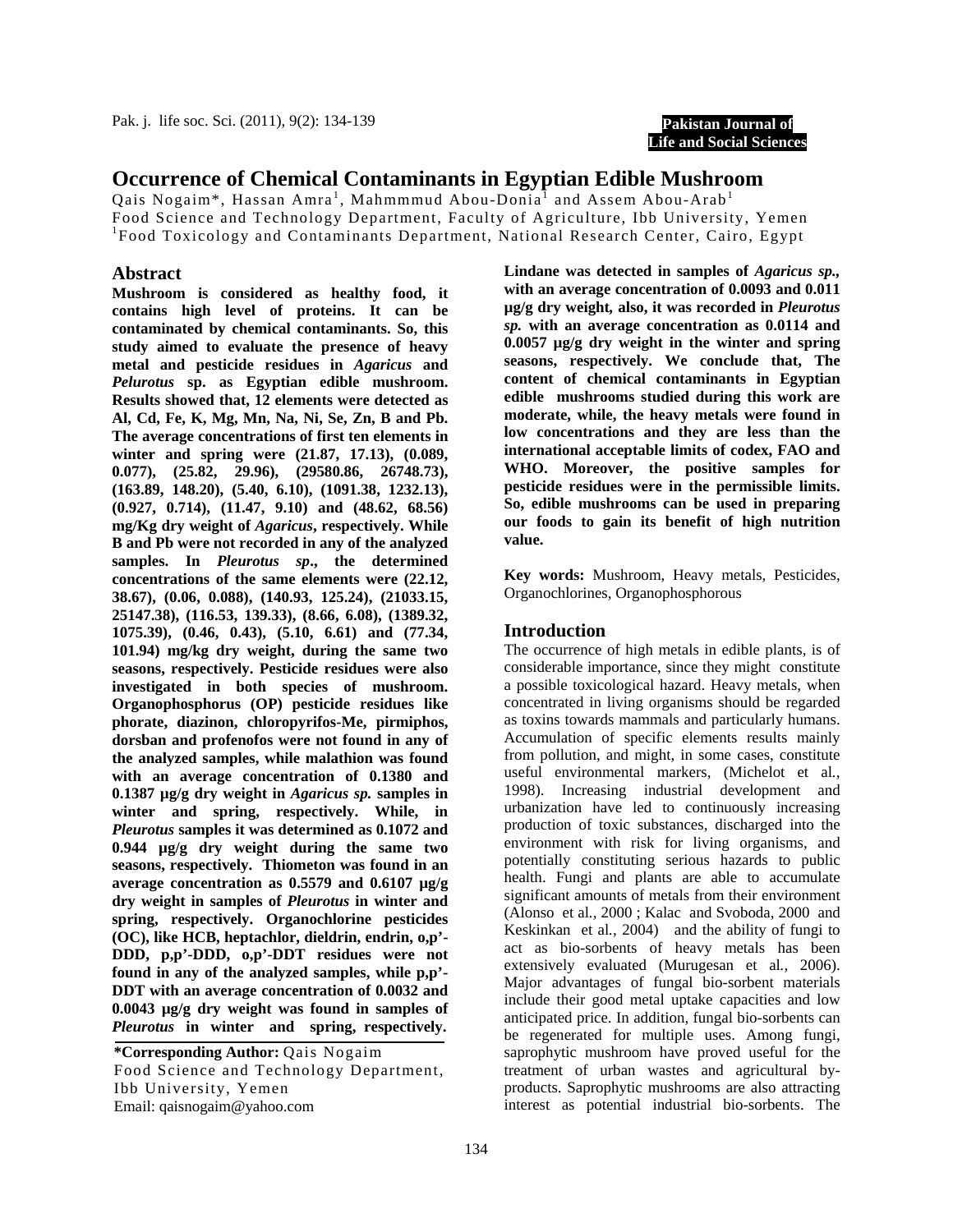# Occurrence of Chemical Contaminants in Egyptian Edible Mushroom

Qais Nogaim*, Hassan Amra[1], Mahmmmud Abou-Donia[1] and Assem Abou-Arab[1]

Food Science and Technology Department, Faculty of Agriculture, Ibb University, Yemen

[1]Food Toxicology and Contaminants Department, National Research Center, Cairo, Egypt

## Abstract

**Mushroom is considered as healthy food, it contains high level of proteins. It can be contaminated by chemical contaminants. So, this study aimed to evaluate the presence of heavy metal and pesticide residues in *Agaricus* and *Pelurotus* sp. as Egyptian edible mushroom. Results showed that, 12 elements were detected as Al, Cd, Fe, K, Mg, Mn, Na, Ni, Se, Zn, B and Pb. The average concentrations of first ten elements in winter and spring were (21.87, 17.13), (0.089, 0.077), (25.82, 29.96), (29580.86, 26748.73), (163.89, 148.20), (5.40, 6.10), (1091.38, 1232.13), (0.927, 0.714), (11.47, 9.10) and (48.62, 68.56) mg/Kg dry weight of *Agaricus*, respectively. While B and Pb were not recorded in any of the analyzed samples. In *Pleurotus sp*., the determined concentrations of the same elements were (22.12, 38.67), (0.06, 0.088), (140.93, 125.24), (21033.15, 25147.38), (116.53, 139.33), (8.66, 6.08), (1389.32, 1075.39), (0.46, 0.43), (5.10, 6.61) and (77.34, 101.94) mg/kg dry weight, during the same two seasons, respectively. Pesticide residues were also investigated in both species of mushroom. Organophosphorus (OP) pesticide residues like phorate, diazinon, chloropyrifos-Me, pirmiphos, dorsban and profenofos were not found in any of the analyzed samples, while malathion was found with an average concentration of 0.1380 and 0.1387 µg/g dry weight in *Agaricus sp.* samples in winter and spring, respectively. While, in *Pleurotus* samples it was determined as 0.1072 and 0.944 µg/g dry weight during the same two seasons, respectively. Thiometon was found in an average concentration as 0.5579 and 0.6107 µg/g dry weight in samples of *Pleurotus* in winter and spring, respectively. Organochlorine pesticides (OC), like HCB, heptachlor, dieldrin, endrin, o,p'-DDD, p,p'-DDD, o,p'-DDT residues were not found in any of the analyzed samples, while p,p'-DDT with an average concentration of 0.0032 and 0.0043 µg/g dry weight was found in samples of *Pleurotus* in winter and spring, respectively. Lindane was detected in samples of *Agaricus sp.*, with an average concentration of 0.0093 and 0.011 µg/g dry weight, also, it was recorded in *Pleurotus sp.* with an average concentration as 0.0114 and 0.0057 µg/g dry weight in the winter and spring seasons, respectively. We conclude that, The content of chemical contaminants in Egyptian edible mushrooms studied during this work are moderate, while, the heavy metals were found in low concentrations and they are less than the international acceptable limits of codex, FAO and WHO. Moreover, the positive samples for pesticide residues were in the permissible limits. So, edible mushrooms can be used in preparing our foods to gain its benefit of high nutrition value.**

**Key words:** Mushroom, Heavy metals, Pesticides, Organochlorines, Organophosphorous

**\*Corresponding Author:** Qais Nogaim
Food Science and Technology Department, Ibb University, Yemen
Email: qaisnogaim@yahoo.com

## Introduction

The occurrence of high metals in edible plants, is of considerable importance, since they might constitute a possible toxicological hazard. Heavy metals, when concentrated in living organisms should be regarded as toxins towards mammals and particularly humans. Accumulation of specific elements results mainly from pollution, and might, in some cases, constitute useful environmental markers, (Michelot et al., 1998). Increasing industrial development and urbanization have led to continuously increasing production of toxic substances, discharged into the environment with risk for living organisms, and potentially constituting serious hazards to public health. Fungi and plants are able to accumulate significant amounts of metals from their environment (Alonso et al., 2000 ; Kalac and Svoboda, 2000 and Keskinkan et al., 2004) and the ability of fungi to act as bio-sorbents of heavy metals has been extensively evaluated (Murugesan et al., 2006). Major advantages of fungal bio-sorbent materials include their good metal uptake capacities and low anticipated price. In addition, fungal bio-sorbents can be regenerated for multiple uses. Among fungi, saprophytic mushroom have proved useful for the treatment of urban wastes and agricultural by-products. Saprophytic mushrooms are also attracting interest as potential industrial bio-sorbents. The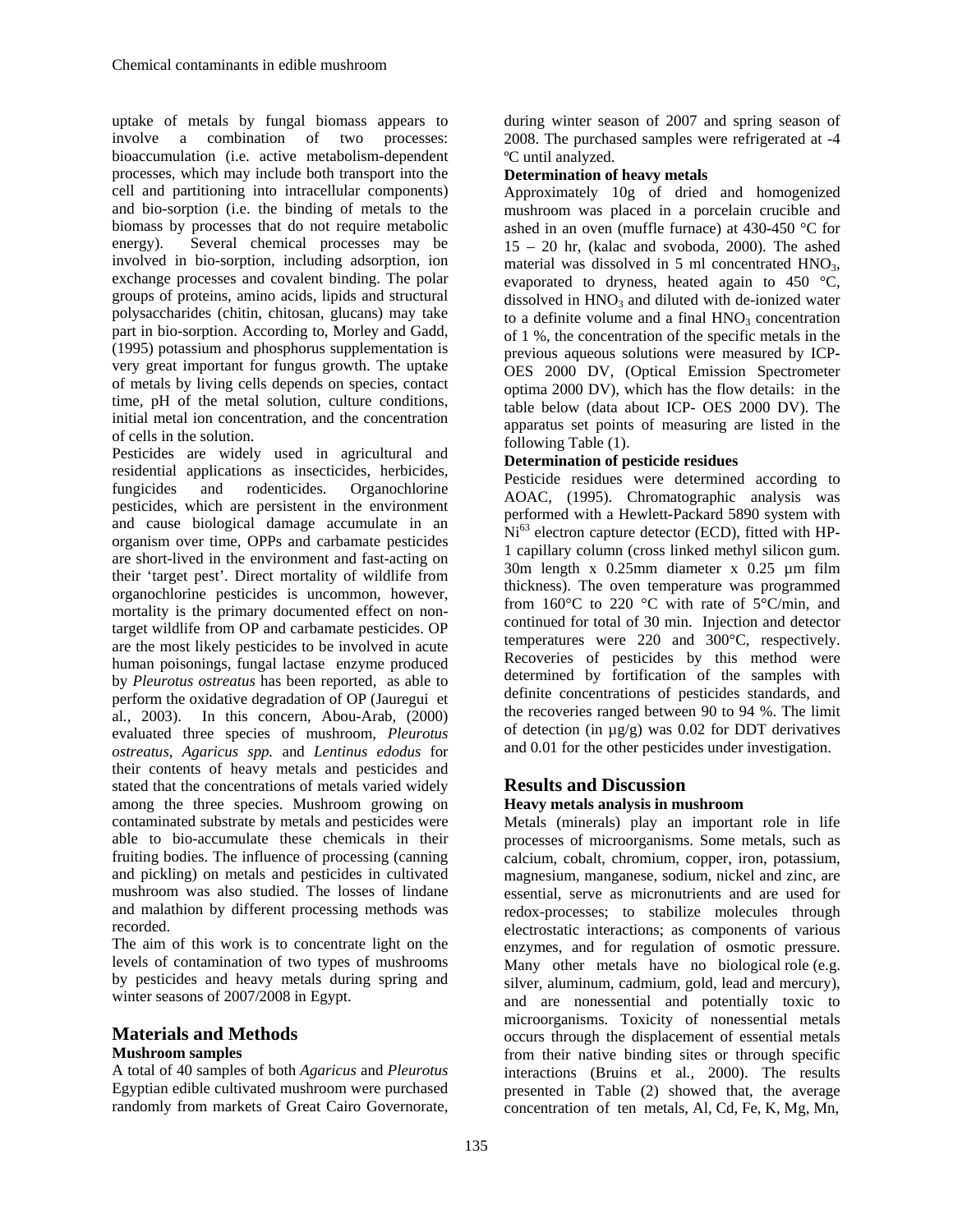uptake of metals by fungal biomass appears to involve a combination of two processes: bioaccumulation (i.e. active metabolism-dependent processes, which may include both transport into the cell and partitioning into intracellular components) and bio-sorption (i.e. the binding of metals to the biomass by processes that do not require metabolic energy). Several chemical processes may be involved in bio-sorption, including adsorption, ion exchange processes and covalent binding. The polar groups of proteins, amino acids, lipids and structural polysaccharides (chitin, chitosan, glucans) may take part in bio-sorption. According to, Morley and Gadd, (1995) potassium and phosphorus supplementation is very great important for fungus growth. The uptake of metals by living cells depends on species, contact time, pH of the metal solution, culture conditions, initial metal ion concentration, and the concentration of cells in the solution.

Pesticides are widely used in agricultural and residential applications as insecticides, herbicides, fungicides and rodenticides. Organochlorine pesticides, which are persistent in the environment and cause biological damage accumulate in an organism over time, OPPs and carbamate pesticides are short-lived in the environment and fast-acting on their 'target pest'. Direct mortality of wildlife from organochlorine pesticides is uncommon, however, mortality is the primary documented effect on non-target wildlife from OP and carbamate pesticides. OP are the most likely pesticides to be involved in acute human poisonings, fungal lactase enzyme produced by *Pleurotus ostreatus* has been reported, as able to perform the oxidative degradation of OP (Jauregui et al*.*, 2003). In this concern, Abou-Arab, (2000) evaluated three species of mushroom, *Pleurotus ostreatus*, *Agaricus spp.* and *Lentinus edodus* for their contents of heavy metals and pesticides and stated that the concentrations of metals varied widely among the three species. Mushroom growing on contaminated substrate by metals and pesticides were able to bio-accumulate these chemicals in their fruiting bodies. The influence of processing (canning and pickling) on metals and pesticides in cultivated mushroom was also studied. The losses of lindane and malathion by different processing methods was recorded.

The aim of this work is to concentrate light on the levels of contamination of two types of mushrooms by pesticides and heavy metals during spring and winter seasons of 2007/2008 in Egypt.

## Materials and Methods

**Mushroom samples**

A total of 40 samples of both *Agaricus* and *Pleurotus* Egyptian edible cultivated mushroom were purchased randomly from markets of Great Cairo Governorate, during winter season of 2007 and spring season of 2008. The purchased samples were refrigerated at -4 ºC until analyzed.

**Determination of heavy metals**

Approximately 10g of dried and homogenized mushroom was placed in a porcelain crucible and ashed in an oven (muffle furnace) at 430-450 °C for 15 – 20 hr, (kalac and svoboda, 2000). The ashed material was dissolved in 5 ml concentrated $HNO_3$, evaporated to dryness, heated again to 450 °C, dissolved in $HNO_3$ and diluted with de-ionized water to a definite volume and a final $HNO_3$ concentration of 1 %, the concentration of the specific metals in the previous aqueous solutions were measured by ICP-OES 2000 DV, (Optical Emission Spectrometer optima 2000 DV), which has the flow details: in the table below (data about ICP- OES 2000 DV). The apparatus set points of measuring are listed in the following Table (1).

**Determination of pesticide residues**

Pesticide residues were determined according to AOAC, (1995). Chromatographic analysis was performed with a Hewlett-Packard 5890 system with $Ni^{63}$ electron capture detector (ECD), fitted with HP-1 capillary column (cross linked methyl silicon gum. 30m length x 0.25mm diameter x 0.25 µm film thickness). The oven temperature was programmed from 160°C to 220 °C with rate of 5°C/min, and continued for total of 30 min. Injection and detector temperatures were 220 and 300°C, respectively. Recoveries of pesticides by this method were determined by fortification of the samples with definite concentrations of pesticides standards, and the recoveries ranged between 90 to 94 %. The limit of detection (in µg/g) was 0.02 for DDT derivatives and 0.01 for the other pesticides under investigation.

## Results and Discussion

**Heavy metals analysis in mushroom**

Metals (minerals) play an important role in life processes of microorganisms. Some metals, such as calcium, cobalt, chromium, copper, iron, potassium, magnesium, manganese, sodium, nickel and zinc, are essential, serve as micronutrients and are used for redox-processes; to stabilize molecules through electrostatic interactions; as components of various enzymes, and for regulation of osmotic pressure. Many other metals have no biological role (e.g. silver, aluminum, cadmium, gold, lead and mercury), and are nonessential and potentially toxic to microorganisms. Toxicity of nonessential metals occurs through the displacement of essential metals from their native binding sites or through specific interactions (Bruins et al*.*, 2000). The results presented in Table (2) showed that, the average concentration of ten metals, Al, Cd, Fe, K, Mg, Mn,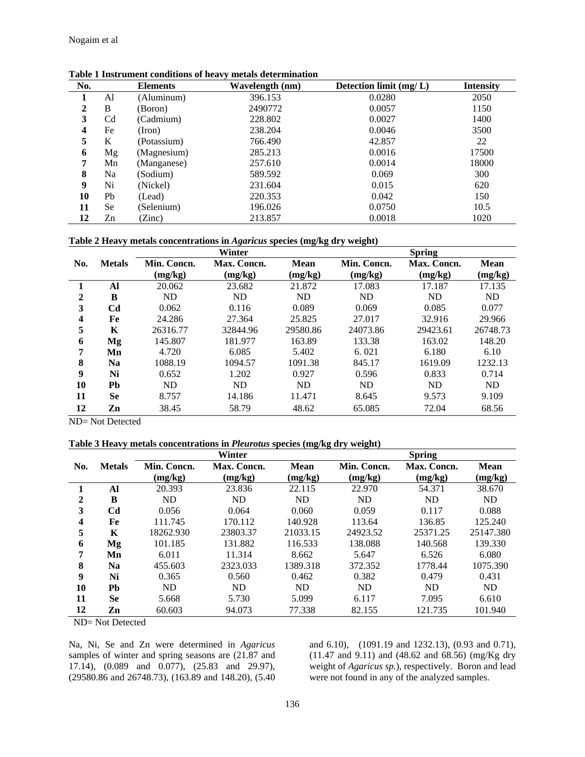**Table 1 Instrument conditions of heavy metals determination**

| No. | Elements | | Wavelength (nm) | Detection limit (mg/ L) | Intensity |
|---|---|---|---|---|---|
| **1** | Al | (Aluminum) | 396.153 | 0.0280 | 2050 |
| **2** | B | (Boron) | 2490772 | 0.0057 | 1150 |
| **3** | Cd | (Cadmium) | 228.802 | 0.0027 | 1400 |
| **4** | Fe | (Iron) | 238.204 | 0.0046 | 3500 |
| **5** | K | (Potassium) | 766.490 | 42.857 | 22 |
| **6** | Mg | (Magnesium) | 285.213 | 0.0016 | 17500 |
| **7** | Mn | (Manganese) | 257.610 | 0.0014 | 18000 |
| **8** | Na | (Sodium) | 589.592 | 0.069 | 300 |
| **9** | Ni | (Nickel) | 231.604 | 0.015 | 620 |
| **10** | Pb | (Lead) | 220.353 | 0.042 | 150 |
| **11** | Se | (Selenium) | 196.026 | 0.0750 | 10.5 |
| **12** | Zn | (Zinc) | 213.857 | 0.0018 | 1020 |

**Table 2 Heavy metals concentrations in *Agaricus* species (mg/kg dry weight)**

| | | Winter | | | Spring | | |
|---|---|---|---|---|---|---|---|
| **No.** | **Metals** | **Min. Concn. (mg/kg)** | **Max. Concn. (mg/kg)** | **Mean (mg/kg)** | **Min. Concn. (mg/kg)** | **Max. Concn. (mg/kg)** | **Mean (mg/kg)** |
| **1** | **Al** | 20.062 | 23.682 | 21.872 | 17.083 | 17.187 | 17.135 |
| **2** | **B** | ND | ND | ND | ND | ND | ND |
| **3** | **Cd** | 0.062 | 0.116 | 0.089 | 0.069 | 0.085 | 0.077 |
| **4** | **Fe** | 24.286 | 27.364 | 25.825 | 27.017 | 32.916 | 29.966 |
| **5** | **K** | 26316.77 | 32844.96 | 29580.86 | 24073.86 | 29423.61 | 26748.73 |
| **6** | **Mg** | 145.807 | 181.977 | 163.89 | 133.38 | 163.02 | 148.20 |
| **7** | **Mn** | 4.720 | 6.085 | 5.402 | 6. 021 | 6.180 | 6.10 |
| **8** | **Na** | 1088.19 | 1094.57 | 1091.38 | 845.17 | 1619.09 | 1232.13 |
| **9** | **Ni** | 0.652 | 1.202 | 0.927 | 0.596 | 0.833 | 0.714 |
| **10** | **Pb** | ND | ND | ND | ND | ND | ND |
| **11** | **Se** | 8.757 | 14.186 | 11.471 | 8.645 | 9.573 | 9.109 |
| **12** | **Zn** | 38.45 | 58.79 | 48.62 | 65.085 | 72.04 | 68.56 |

ND= Not Detected

**Table 3 Heavy metals concentrations in *Pleurotus* species (mg/kg dry weight)**

| | | Winter | | | Spring | | |
|---|---|---|---|---|---|---|---|
| **No.** | **Metals** | **Min. Concn. (mg/kg)** | **Max. Concn. (mg/kg)** | **Mean (mg/kg)** | **Min. Concn. (mg/kg)** | **Max. Concn. (mg/kg)** | **Mean (mg/kg)** |
| **1** | **Al** | 20.393 | 23.836 | 22.115 | 22.970 | 54.371 | 38.670 |
| **2** | **B** | ND | ND | ND | ND | ND | ND |
| **3** | **Cd** | 0.056 | 0.064 | 0.060 | 0.059 | 0.117 | 0.088 |
| **4** | **Fe** | 111.745 | 170.112 | 140.928 | 113.64 | 136.85 | 125.240 |
| **5** | **K** | 18262.930 | 23803.37 | 21033.15 | 24923.52 | 25371.25 | 25147.380 |
| **6** | **Mg** | 101.185 | 131.882 | 116.533 | 138.088 | 140.568 | 139.330 |
| **7** | **Mn** | 6.011 | 11.314 | 8.662 | 5.647 | 6.526 | 6.080 |
| **8** | **Na** | 455.603 | 2323.033 | 1389.318 | 372.352 | 1778.44 | 1075.390 |
| **9** | **Ni** | 0.365 | 0.560 | 0.462 | 0.382 | 0.479 | 0.431 |
| **10** | **Pb** | ND | ND | ND | ND | ND | ND |
| **11** | **Se** | 5.668 | 5.730 | 5.099 | 6.117 | 7.095 | 6.610 |
| **12** | **Zn** | 60.603 | 94.073 | 77.338 | 82.155 | 121.735 | 101.940 |

ND= Not Detected

Na, Ni, Se and Zn were determined in *Agaricus* samples of winter and spring seasons are (21.87 and 17.14), (0.089 and 0.077), (25.83 and 29.97), (29580.86 and 26748.73), (163.89 and 148.20), (5.40 and 6.10), (1091.19 and 1232.13), (0.93 and 0.71), (11.47 and 9.11) and (48.62 and 68.56) (mg/Kg dry weight of *Agaricus sp.*), respectively. Boron and lead were not found in any of the analyzed samples.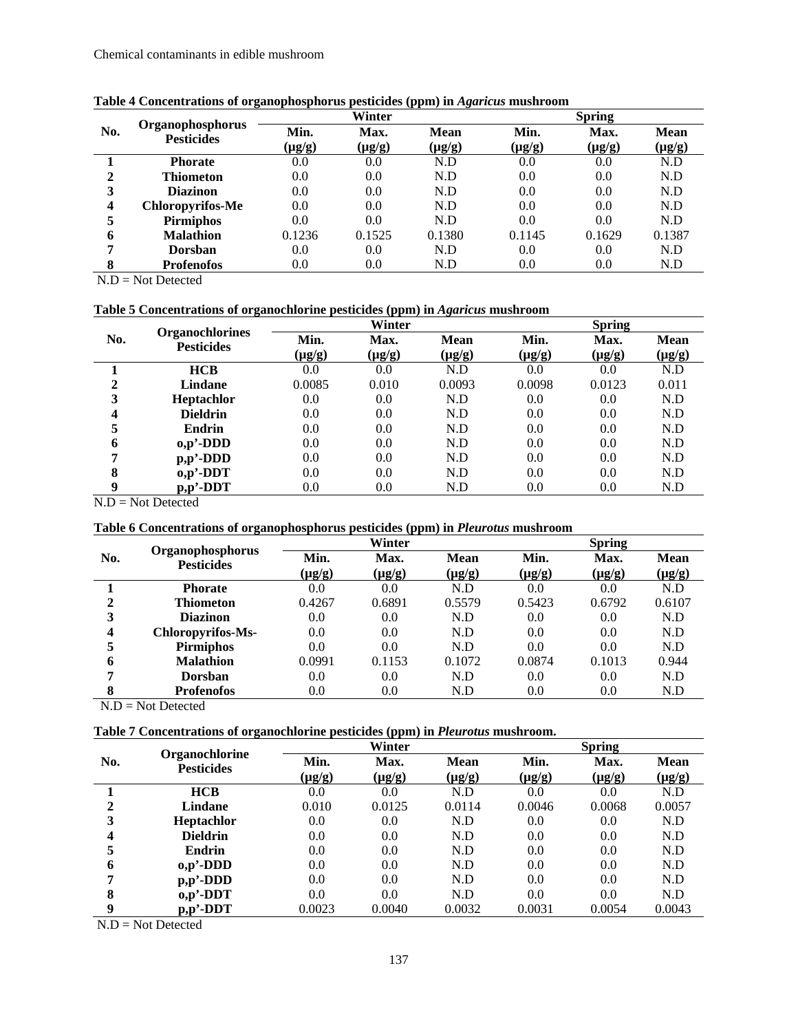**Table 4 Concentrations of organophosphorus pesticides (ppm) in *Agaricus* mushroom**

| No. | Organophosphorus Pesticides | Winter | | | Spring | | |
|---|---|---|---|---|---|---|---|
| | | Min. (µg/g) | Max. (µg/g) | Mean (µg/g) | Min. (µg/g) | Max. (µg/g) | Mean (µg/g) |
| 1 | **Phorate** | 0.0 | 0.0 | N.D | 0.0 | 0.0 | N.D |
| 2 | **Thiometon** | 0.0 | 0.0 | N.D | 0.0 | 0.0 | N.D |
| 3 | **Diazinon** | 0.0 | 0.0 | N.D | 0.0 | 0.0 | N.D |
| 4 | **Chloropyrifos-Me** | 0.0 | 0.0 | N.D | 0.0 | 0.0 | N.D |
| 5 | **Pirmiphos** | 0.0 | 0.0 | N.D | 0.0 | 0.0 | N.D |
| 6 | **Malathion** | 0.1236 | 0.1525 | 0.1380 | 0.1145 | 0.1629 | 0.1387 |
| 7 | **Dorsban** | 0.0 | 0.0 | N.D | 0.0 | 0.0 | N.D |
| 8 | **Profenofos** | 0.0 | 0.0 | N.D | 0.0 | 0.0 | N.D |

N.D = Not Detected

**Table 5 Concentrations of organochlorine pesticides (ppm) in *Agaricus* mushroom**

| No. | Organochlorines Pesticides | Winter | | | Spring | | |
|---|---|---|---|---|---|---|---|
| | | Min. (µg/g) | Max. (µg/g) | Mean (µg/g) | Min. (µg/g) | Max. (µg/g) | Mean (µg/g) |
| 1 | **HCB** | 0.0 | 0.0 | N.D | 0.0 | 0.0 | N.D |
| 2 | **Lindane** | 0.0085 | 0.010 | 0.0093 | 0.0098 | 0.0123 | 0.011 |
| 3 | **Heptachlor** | 0.0 | 0.0 | N.D | 0.0 | 0.0 | N.D |
| 4 | **Dieldrin** | 0.0 | 0.0 | N.D | 0.0 | 0.0 | N.D |
| 5 | **Endrin** | 0.0 | 0.0 | N.D | 0.0 | 0.0 | N.D |
| 6 | **o,p'-DDD** | 0.0 | 0.0 | N.D | 0.0 | 0.0 | N.D |
| 7 | **p,p'-DDD** | 0.0 | 0.0 | N.D | 0.0 | 0.0 | N.D |
| 8 | **o,p'-DDT** | 0.0 | 0.0 | N.D | 0.0 | 0.0 | N.D |
| 9 | **p,p'-DDT** | 0.0 | 0.0 | N.D | 0.0 | 0.0 | N.D |

N.D = Not Detected

**Table 6 Concentrations of organophosphorus pesticides (ppm) in *Pleurotus* mushroom**

| No. | Organophosphorus Pesticides | Winter | | | Spring | | |
|---|---|---|---|---|---|---|---|
| | | Min. (µg/g) | Max. (µg/g) | Mean (µg/g) | Min. (µg/g) | Max. (µg/g) | Mean (µg/g) |
| 1 | **Phorate** | 0.0 | 0.0 | N.D | 0.0 | 0.0 | N.D |
| 2 | **Thiometon** | 0.4267 | 0.6891 | 0.5579 | 0.5423 | 0.6792 | 0.6107 |
| 3 | **Diazinon** | 0.0 | 0.0 | N.D | 0.0 | 0.0 | N.D |
| 4 | **Chloropyrifos-Ms-** | 0.0 | 0.0 | N.D | 0.0 | 0.0 | N.D |
| 5 | **Pirmiphos** | 0.0 | 0.0 | N.D | 0.0 | 0.0 | N.D |
| 6 | **Malathion** | 0.0991 | 0.1153 | 0.1072 | 0.0874 | 0.1013 | 0.944 |
| 7 | **Dorsban** | 0.0 | 0.0 | N.D | 0.0 | 0.0 | N.D |
| 8 | **Profenofos** | 0.0 | 0.0 | N.D | 0.0 | 0.0 | N.D |

N.D = Not Detected

**Table 7 Concentrations of organochlorine pesticides (ppm) in *Pleurotus* mushroom.**

| No. | Organochlorine Pesticides | Winter | | | Spring | | |
|---|---|---|---|---|---|---|---|
| | | Min. (µg/g) | Max. (µg/g) | Mean (µg/g) | Min. (µg/g) | Max. (µg/g) | Mean (µg/g) |
| 1 | **HCB** | 0.0 | 0.0 | N.D | 0.0 | 0.0 | N.D |
| 2 | **Lindane** | 0.010 | 0.0125 | 0.0114 | 0.0046 | 0.0068 | 0.0057 |
| 3 | **Heptachlor** | 0.0 | 0.0 | N.D | 0.0 | 0.0 | N.D |
| 4 | **Dieldrin** | 0.0 | 0.0 | N.D | 0.0 | 0.0 | N.D |
| 5 | **Endrin** | 0.0 | 0.0 | N.D | 0.0 | 0.0 | N.D |
| 6 | **o,p'-DDD** | 0.0 | 0.0 | N.D | 0.0 | 0.0 | N.D |
| 7 | **p,p'-DDD** | 0.0 | 0.0 | N.D | 0.0 | 0.0 | N.D |
| 8 | **o,p'-DDT** | 0.0 | 0.0 | N.D | 0.0 | 0.0 | N.D |
| 9 | **p,p'-DDT** | 0.0023 | 0.0040 | 0.0032 | 0.0031 | 0.0054 | 0.0043 |

N.D = Not Detected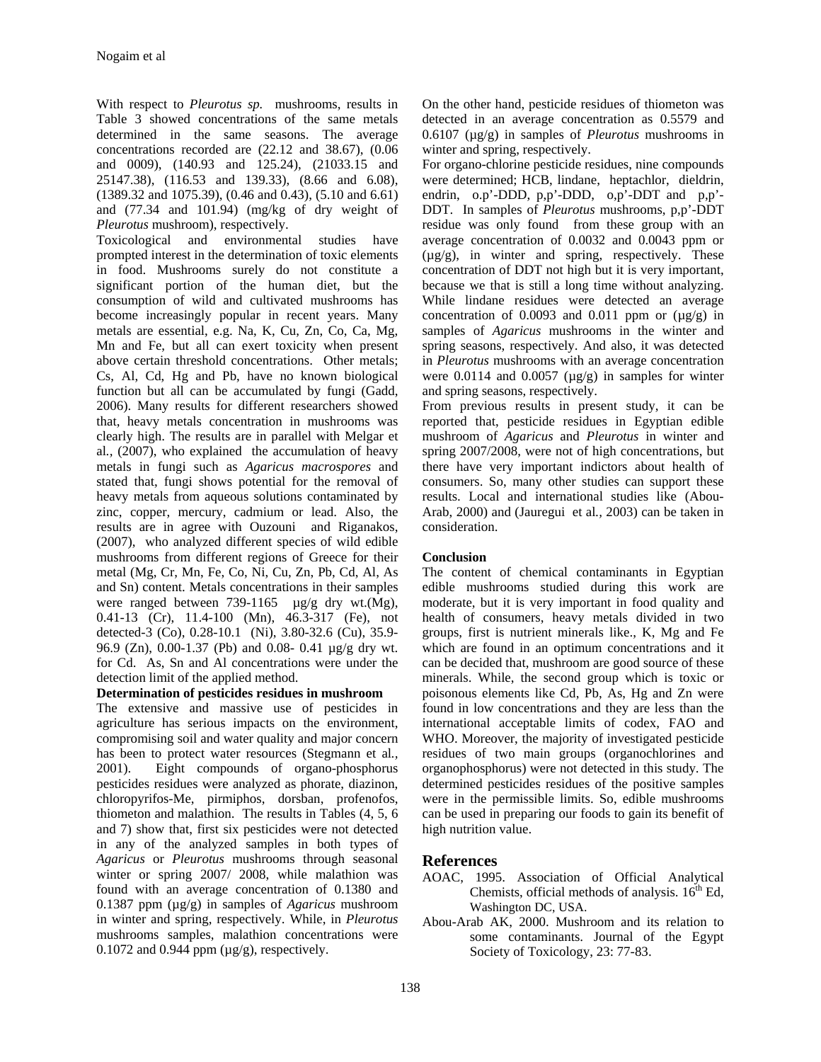With respect to *Pleurotus sp.* mushrooms, results in Table 3 showed concentrations of the same metals determined in the same seasons. The average concentrations recorded are (22.12 and 38.67), (0.06 and 0009), (140.93 and 125.24), (21033.15 and 25147.38), (116.53 and 139.33), (8.66 and 6.08), (1389.32 and 1075.39), (0.46 and 0.43), (5.10 and 6.61) and (77.34 and 101.94) (mg/kg of dry weight of *Pleurotus* mushroom), respectively.

Toxicological and environmental studies have prompted interest in the determination of toxic elements in food. Mushrooms surely do not constitute a significant portion of the human diet, but the consumption of wild and cultivated mushrooms has become increasingly popular in recent years. Many metals are essential, e.g. Na, K, Cu, Zn, Co, Ca, Mg, Mn and Fe, but all can exert toxicity when present above certain threshold concentrations. Other metals; Cs, Al, Cd, Hg and Pb, have no known biological function but all can be accumulated by fungi (Gadd, 2006). Many results for different researchers showed that, heavy metals concentration in mushrooms was clearly high. The results are in parallel with Melgar et al*.*, (2007), who explained the accumulation of heavy metals in fungi such as *Agaricus macrospores* and stated that, fungi shows potential for the removal of heavy metals from aqueous solutions contaminated by zinc, copper, mercury, cadmium or lead. Also, the results are in agree with Ouzouni and Riganakos, (2007), who analyzed different species of wild edible mushrooms from different regions of Greece for their metal (Mg, Cr, Mn, Fe, Co, Ni, Cu, Zn, Pb, Cd, Al, As and Sn) content. Metals concentrations in their samples were ranged between 739-1165 µg/g dry wt.(Mg), 0.41-13 (Cr), 11.4-100 (Mn), 46.3-317 (Fe), not detected-3 (Co), 0.28-10.1 (Ni), 3.80-32.6 (Cu), 35.9-96.9 (Zn), 0.00-1.37 (Pb) and 0.08- 0.41 µg/g dry wt. for Cd. As, Sn and Al concentrations were under the detection limit of the applied method.

**Determination of pesticides residues in mushroom**

The extensive and massive use of pesticides in agriculture has serious impacts on the environment, compromising soil and water quality and major concern has been to protect water resources (Stegmann et al*.*, 2001). Eight compounds of organo-phosphorus pesticides residues were analyzed as phorate, diazinon, chloropyrifos-Me, pirmiphos, dorsban, profenofos, thiometon and malathion. The results in Tables (4, 5, 6 and 7) show that, first six pesticides were not detected in any of the analyzed samples in both types of *Agaricus* or *Pleurotus* mushrooms through seasonal winter or spring 2007/ 2008, while malathion was found with an average concentration of 0.1380 and 0.1387 ppm (µg/g) in samples of *Agaricus* mushroom in winter and spring, respectively. While, in *Pleurotus* mushrooms samples, malathion concentrations were 0.1072 and 0.944 ppm (µg/g), respectively.

On the other hand, pesticide residues of thiometon was detected in an average concentration as 0.5579 and 0.6107 (µg/g) in samples of *Pleurotus* mushrooms in winter and spring, respectively.

For organo-chlorine pesticide residues, nine compounds were determined; HCB, lindane, heptachlor, dieldrin, endrin, o.p'-DDD, p,p'-DDD, o,p'-DDT and p,p'-DDT. In samples of *Pleurotus* mushrooms, p,p'-DDT residue was only found from these group with an average concentration of 0.0032 and 0.0043 ppm or (µg/g), in winter and spring, respectively. These concentration of DDT not high but it is very important, because we that is still a long time without analyzing. While lindane residues were detected an average concentration of 0.0093 and 0.011 ppm or (µg/g) in samples of *Agaricus* mushrooms in the winter and spring seasons, respectively. And also, it was detected in *Pleurotus* mushrooms with an average concentration were 0.0114 and 0.0057 (µg/g) in samples for winter and spring seasons, respectively.

From previous results in present study, it can be reported that, pesticide residues in Egyptian edible mushroom of *Agaricus* and *Pleurotus* in winter and spring 2007/2008, were not of high concentrations, but there have very important indictors about health of consumers. So, many other studies can support these results. Local and international studies like (Abou-Arab, 2000) and (Jauregui et al*.*, 2003) can be taken in consideration.

**Conclusion**

The content of chemical contaminants in Egyptian edible mushrooms studied during this work are moderate, but it is very important in food quality and health of consumers, heavy metals divided in two groups, first is nutrient minerals like., K, Mg and Fe which are found in an optimum concentrations and it can be decided that, mushroom are good source of these minerals. While, the second group which is toxic or poisonous elements like Cd, Pb, As, Hg and Zn were found in low concentrations and they are less than the international acceptable limits of codex, FAO and WHO. Moreover, the majority of investigated pesticide residues of two main groups (organochlorines and organophosphorus) were not detected in this study. The determined pesticides residues of the positive samples were in the permissible limits. So, edible mushrooms can be used in preparing our foods to gain its benefit of high nutrition value.

## References

AOAC, 1995. Association of Official Analytical Chemists, official methods of analysis. 16th Ed, Washington DC, USA.

Abou-Arab AK, 2000. Mushroom and its relation to some contaminants. Journal of the Egypt Society of Toxicology, 23: 77-83.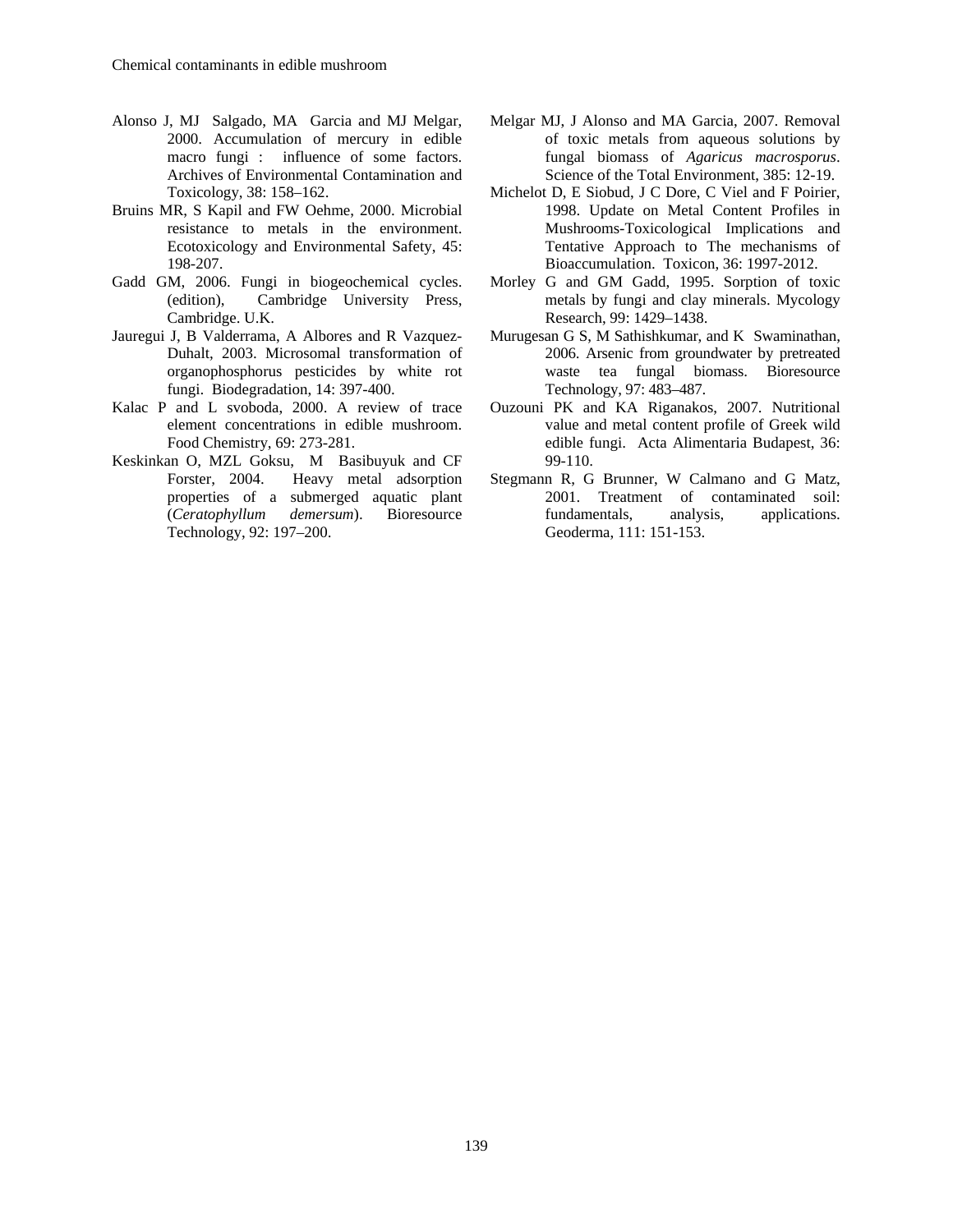Alonso J, MJ Salgado, MA Garcia and MJ Melgar, 2000. Accumulation of mercury in edible macro fungi : influence of some factors. Archives of Environmental Contamination and Toxicology, 38: 158–162.

Bruins MR, S Kapil and FW Oehme, 2000. Microbial resistance to metals in the environment. Ecotoxicology and Environmental Safety, 45: 198-207.

Gadd GM, 2006. Fungi in biogeochemical cycles. (edition), Cambridge University Press, Cambridge. U.K.

Jauregui J, B Valderrama, A Albores and R Vazquez-Duhalt, 2003. Microsomal transformation of organophosphorus pesticides by white rot fungi. Biodegradation, 14: 397-400.

Kalac P and L svoboda, 2000. A review of trace element concentrations in edible mushroom. Food Chemistry, 69: 273-281.

Keskinkan O, MZL Goksu, M Basibuyuk and CF Forster, 2004. Heavy metal adsorption properties of a submerged aquatic plant (*Ceratophyllum demersum*). Bioresource Technology, 92: 197–200.

Melgar MJ, J Alonso and MA Garcia, 2007. Removal of toxic metals from aqueous solutions by fungal biomass of *Agaricus macrosporus*. Science of the Total Environment, 385: 12-19.

Michelot D, E Siobud, J C Dore, C Viel and F Poirier, 1998. Update on Metal Content Profiles in Mushrooms-Toxicological Implications and Tentative Approach to The mechanisms of Bioaccumulation. Toxicon, 36: 1997-2012.

Morley G and GM Gadd, 1995. Sorption of toxic metals by fungi and clay minerals. Mycology Research, 99: 1429–1438.

Murugesan G S, M Sathishkumar, and K Swaminathan, 2006. Arsenic from groundwater by pretreated waste tea fungal biomass. Bioresource Technology, 97: 483–487.

Ouzouni PK and KA Riganakos, 2007. Nutritional value and metal content profile of Greek wild edible fungi. Acta Alimentaria Budapest, 36: 99-110.

Stegmann R, G Brunner, W Calmano and G Matz, 2001. Treatment of contaminated soil: fundamentals, analysis, applications. Geoderma, 111: 151-153.